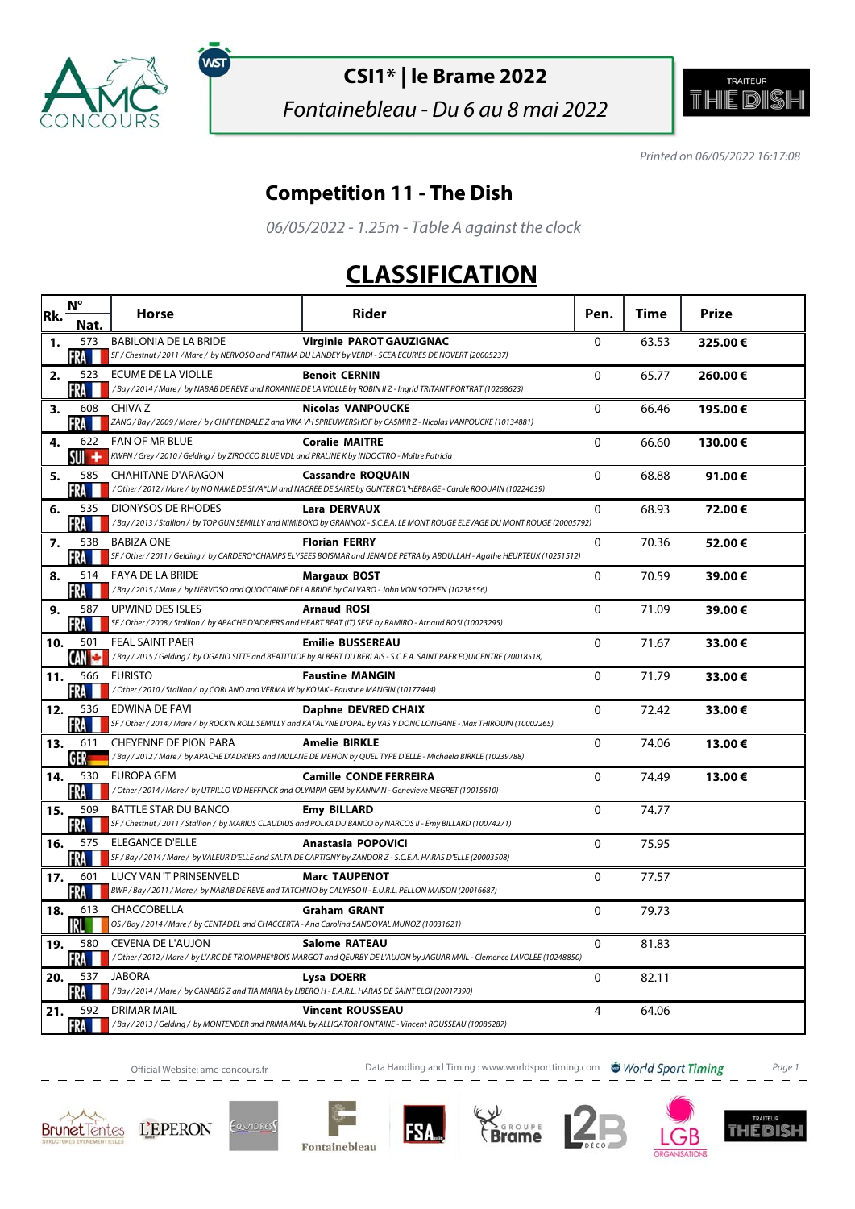# CSI1* | le Brame 2022

*Fontainebleau - Du 6 au 8 mai 2022*

*Printed on 06/05/2022 16:17:08*

## Competition 11 - The Dish

*06/05/2022 - 1.25m - Table A against the clock*

# CLASSIFICATION

| Rk. | N° Nat. | Horse | Rider | Pen. | Time | Prize |
|---|---|---|---|---|---|---|
| 1. | 573 FRA | BABILONIA DE LA BRIDE<br>*SF / Chestnut / 2011 / Mare / by NERVOSO and FATIMA DU LANDEY by VERDI - SCEA ECURIES DE NOVERT (20005237)* | **Virginie PAROT GAUZIGNAC** | 0 | 63.53 | **325.00 €** |
| 2. | 523 FRA | ECUME DE LA VIOLLE<br>*/ Bay / 2014 / Mare / by NABAB DE REVE and ROXANNE DE LA VIOLLE by ROBIN II Z - Ingrid TRITANT PORTRAT (10268623)* | **Benoit CERNIN** | 0 | 65.77 | **260.00 €** |
| 3. | 608 FRA | CHIVA Z<br>*ZANG / Bay / 2009 / Mare / by CHIPPENDALE Z and VIKA VH SPREUWERSHOF by CASMIR Z - Nicolas VANPOUCKE (10134881)* | **Nicolas VANPOUCKE** | 0 | 66.46 | **195.00 €** |
| 4. | 622 SUI | FAN OF MR BLUE<br>*KWPN / Grey / 2010 / Gelding / by ZIROCCO BLUE VDL and PRALINE K by INDOCTRO - Maître Patricia* | **Coralie MAITRE** | 0 | 66.60 | **130.00 €** |
| 5. | 585 FRA | CHAHITANE D'ARAGON<br>*/ Other / 2012 / Mare / by NO NAME DE SIVA*LM and NACREE DE SAIRE by GUNTER D'L'HERBAGE - Carole ROQUAIN (10224639)* | **Cassandre ROQUAIN** | 0 | 68.88 | **91.00 €** |
| 6. | 535 FRA | DIONYSOS DE RHODES<br>*/ Bay / 2013 / Stallion / by TOP GUN SEMILLY and NIMIBOKO by GRANNOX - S.C.E.A. LE MONT ROUGE ELEVAGE DU MONT ROUGE (20005792)* | **Lara DERVAUX** | 0 | 68.93 | **72.00 €** |
| 7. | 538 FRA | BABIZA ONE<br>*SF / Other / 2011 / Gelding / by CARDERO*CHAMPS ELYSEES BOISMAR and JENAI DE PETRA by ABDULLAH - Agathe HEURTEUX (10251512)* | **Florian FERRY** | 0 | 70.36 | **52.00 €** |
| 8. | 514 FRA | FAYA DE LA BRIDE<br>*/ Bay / 2015 / Mare / by NERVOSO and QUOCCAINE DE LA BRIDE by CALVARO - John VON SOTHEN (10238556)* | **Margaux BOST** | 0 | 70.59 | **39.00 €** |
| 9. | 587 FRA | UPWIND DES ISLES<br>*SF / Other / 2008 / Stallion / by APACHE D'ADRIERS and HEART BEAT (IT) SESF by RAMIRO - Arnaud ROSI (10023295)* | **Arnaud ROSI** | 0 | 71.09 | **39.00 €** |
| 10. | 501 CAN | FEAL SAINT PAER<br>*/ Bay / 2015 / Gelding / by OGANO SITTE and BEATITUDE by ALBERT DU BERLAIS - S.C.E.A. SAINT PAER EQUICENTRE (20018518)* | **Emilie BUSSEREAU** | 0 | 71.67 | **33.00 €** |
| 11. | 566 FRA | FURISTO<br>*/ Other / 2010 / Stallion / by CORLAND and VERMA W by KOJAK - Faustine MANGIN (10177444)* | **Faustine MANGIN** | 0 | 71.79 | **33.00 €** |
| 12. | 536 FRA | EDWINA DE FAVI<br>*SF / Other / 2014 / Mare / by ROCK'N ROLL SEMILLY and KATALYNE D'OPAL by VAS Y DONC LONGANE - Max THIROUIN (10002265)* | **Daphne DEVRED CHAIX** | 0 | 72.42 | **33.00 €** |
| 13. | 611 GER | CHEYENNE DE PION PARA<br>*/ Bay / 2012 / Mare / by APACHE D'ADRIERS and MULANE DE MEHON by QUEL TYPE D'ELLE - Michaela BIRKLE (10239788)* | **Amelie BIRKLE** | 0 | 74.06 | **13.00 €** |
| 14. | 530 FRA | EUROPA GEM<br>*/ Other / 2014 / Mare / by UTRILLO VD HEFFINCK and OLYMPIA GEM by KANNAN - Genevieve MEGRET (10015610)* | **Camille CONDE FERREIRA** | 0 | 74.49 | **13.00 €** |
| 15. | 509 FRA | BATTLE STAR DU BANCO<br>*SF / Chestnut / 2011 / Stallion / by MARIUS CLAUDIUS and POLKA DU BANCO by NARCOS II - Emy BILLARD (10074271)* | **Emy BILLARD** | 0 | 74.77 | |
| 16. | 575 FRA | ELEGANCE D'ELLE<br>*SF / Bay / 2014 / Mare / by VALEUR D'ELLE and SALTA DE CARTIGNY by ZANDOR Z - S.C.E.A. HARAS D'ELLE (20003508)* | **Anastasia POPOVICI** | 0 | 75.95 | |
| 17. | 601 FRA | LUCY VAN 'T PRINSENVELD<br>*BWP / Bay / 2011 / Mare / by NABAB DE REVE and TATCHINO by CALYPSO II - E.U.R.L. PELLON MAISON (20016687)* | **Marc TAUPENOT** | 0 | 77.57 | |
| 18. | 613 IRL | CHACCOBELLA<br>*OS / Bay / 2014 / Mare / by CENTADEL and CHACCERTA - Ana Carolina SANDOVAL MUÑOZ (10031621)* | **Graham GRANT** | 0 | 79.73 | |
| 19. | 580 FRA | CEVENA DE L'AUJON<br>*/ Other / 2012 / Mare / by L'ARC DE TRIOMPHE*BOIS MARGOT and QEURBY DE L'AUJON by JAGUAR MAIL - Clemence LAVOLEE (10248850)* | **Salome RATEAU** | 0 | 81.83 | |
| 20. | 537 FRA | JABORA<br>*/ Bay / 2014 / Mare / by CANABIS Z and TIA MARIA by LIBERO H - E.A.R.L. HARAS DE SAINT ELOI (20017390)* | **Lysa DOERR** | 0 | 82.11 | |
| 21. | 592 FRA | DRIMAR MAIL<br>*/ Bay / 2013 / Gelding / by MONTENDER and PRIMA MAIL by ALLIGATOR FONTAINE - Vincent ROUSSEAU (10086287)* | **Vincent ROUSSEAU** | 4 | 64.06 | |

Official Website: amc-concours.fr — Data Handling and Timing : www.worldsporttiming.com — World Sport Timing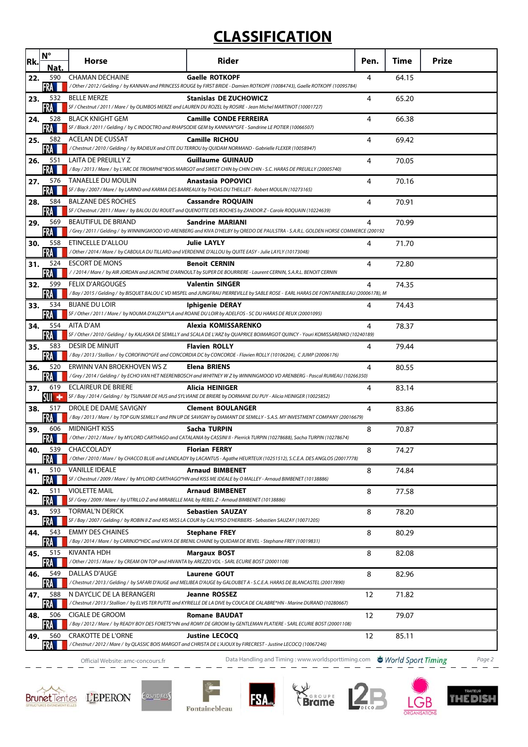# CLASSIFICATION

| Rk. | N° Nat. | Horse | Rider | Pen. | Time | Prize |
|---|---|---|---|---|---|---|
| 22. | 590 FRA | CHAMAN DECHAINE<br>*/ Other / 2012 / Gelding / by KANNAN and PRINCESS ROUGE by FIRST BRIDE - Damien ROTKOPF (10084743), Gaelle ROTKOPF (10095784)* | Gaelle ROTKOPF | 4 | 64.15 | |
| 23. | 532 FRA | BELLE MERZE<br>*SF / Chestnut / 2011 / Mare / by OLIMBOS MERZE and LAUREN DU ROZEL by ROSIRE - Jean Michel MARTINOT (10001727)* | Stanislas DE ZUCHOWICZ | 4 | 65.20 | |
| 24. | 528 FRA | BLACK KNIGHT GEM<br>*SF / Black / 2011 / Gelding / by C INDOCTRO and RHAPSODIE GEM by KANNAN\*GFE - Sandrine LE POTIER (10066507)* | Camille CONDE FERREIRA | 4 | 66.38 | |
| 25. | 582 FRA | ACELAN DE CUSSAT<br>*/ Chestnut / 2010 / Gelding / by RADIEUX and CITE DU TERROU by QUIDAM NORMAND - Gabrielle FLEXER (10058947)* | Camille RICHOU | 4 | 69.42 | |
| 26. | 551 FRA | LAITA DE PREUILLY Z<br>*/ Bay / 2013 / Mare / by L'ARC DE TRIOMPHE\*BOIS MARGOT and SWEET CHIN by CHIN CHIN - S.C. HARAS DE PREUILLY (20005740)* | Guillaume GUINAUD | 4 | 70.05 | |
| 27. | 576 FRA | TANAELLE DU MOULIN<br>*SF / Bay / 2007 / Mare / by LARINO and KARMA DES BARREAUX by THOAS DU THEILLET - Robert MOULIN (10273165)* | Anastasia POPOVICI | 4 | 70.16 | |
| 28. | 584 FRA | BALZANE DES ROCHES<br>*SF / Chestnut / 2011 / Mare / by BALOU DU ROUET and QUENOTTE DES ROCHES by ZANDOR Z - Carole ROQUAIN (10224639)* | Cassandre ROQUAIN | 4 | 70.91 | |
| 29. | 569 FRA | BEAUTIFUL DE BRIAND<br>*/ Grey / 2011 / Gelding / by WINNINGMOOD VD ARENBERG and KIVA D'HELBY by QREDO DE PAULSTRA - S.A.R.L. GOLDEN HORSE COMMERCE (200192* | Sandrine MARIANI | 4 | 70.99 | |
| 30. | 558 FRA | ETINCELLE D'ALLOU<br>*/ Other / 2014 / Mare / by CABDULA DU TILLARD and VERDENNE D'ALLOU by QUITE EASY - Julie LAYLY (10173048)* | Julie LAYLY | 4 | 71.70 | |
| 31. | 524 FRA | ESCORT DE MONS<br>*/ / 2014 / Mare / by AIR JORDAN and JACINTHE D'ARNOULT by SUPER DE BOURRIERE - Laurent CERNIN, S.A.R.L. BENOIT CERNIN* | Benoit CERNIN | 4 | 72.80 | |
| 32. | 599 FRA | FELIX D'ARGOUGES<br>*/ Bay / 2015 / Gelding / by BISQUET BALOU C VD MISPEL and JUNGFRAU PIERREVILLE by SABLE ROSE - EARL HARAS DE FONTAINEBLEAU (20006178), M* | Valentin SINGER | 4 | 74.35 | |
| 33. | 534 FRA | BIJANE DU LOIR<br>*SF / Other / 2011 / Mare / by NOUMA D'AUZAY\*LA and ROANE DU LOIR by ADELFOS - SC DU HARAS DE REUX (20001095)* | Iphigenie DERAY | 4 | 74.43 | |
| 34. | 554 FRA | AITA D'AM<br>*SF / Other / 2010 / Gelding / by KALASKA DE SEMILLY and SCALA DE L'ARZ by QUAPRICE BOIMARGOT QUINCY - Youri KOMISSARENKO (10240189)* | Alexia KOMISSARENKO | 4 | 78.37 | |
| 35. | 583 FRA | DESIR DE MINUIT<br>*/ Bay / 2013 / Stallion / by COROFINO\*GFE and CONCORDIA DC by CONCORDE - Flavien ROLLY (10106204), C JUMP (20006176)* | Flavien ROLLY | 4 | 79.44 | |
| 36. | 520 FRA | ERWINN VAN BROEKHOVEN WS Z<br>*/ Grey / 2014 / Gelding / by ECHO VAN HET NEERENBOSCH and WHITNEY W Z by WINNINGMOOD VD ARENBERG - Pascal RUMEAU (10266350)* | Elena BRIENS | 4 | 80.55 | |
| 37. | 619 SUI | ECLAIREUR DE BRIERE<br>*SF / Bay / 2014 / Gelding / by TSUNAMI DE HUS and SYLVIANE DE BRIERE by DORMANE DU PUY - Alicia HEINIGER (10025852)* | Alicia HEINIGER | 4 | 83.14 | |
| 38. | 517 FRA | DROLE DE DAME SAVIGNY<br>*/ Bay / 2013 / Mare / by TOP GUN SEMILLY and PIN UP DE SAVIGNY by DIAMANT DE SEMILLY - S.A.S. MY INVESTMENT COMPANY (20016679)* | Clement BOULANGER | 4 | 83.86 | |
| 39. | 606 FRA | MIDNIGHT KISS<br>*/ Other / 2012 / Mare / by MYLORD CARTHAGO and CATALANIA by CASSINI II - Pierrick TURPIN (10278688), Sacha TURPIN (10278674)* | Sacha TURPIN | 8 | 70.87 | |
| 40. | 539 FRA | CHACCOLADY<br>*/ Other / 2010 / Mare / by CHACCO BLUE and LANDLADY by LACANTUS - Agathe HEURTEUX (10251512), S.C.E.A. DES ANGLOS (20017778)* | Florian FERRY | 8 | 74.27 | |
| 41. | 510 FRA | VANILLE IDEALE<br>*SF / Chestnut / 2009 / Mare / by MYLORD CARTHAGO\*HN and KISS ME IDEALE by O MALLEY - Arnaud BIMBENET (10138886)* | Arnaud BIMBENET | 8 | 74.84 | |
| 42. | 511 FRA | VIOLETTE MAIL<br>*SF / Grey / 2009 / Mare / by UTRILLO Z and MIRABELLE MAIL by REBEL Z - Arnaud BIMBENET (10138886)* | Arnaud BIMBENET | 8 | 77.58 | |
| 43. | 593 FRA | TORMAL'N DERICK<br>*SF / Bay / 2007 / Gelding / by ROBIN II Z and KIS MISS LA COUR by CALYPSO D'HERBIERS - Sebastien SAUZAY (10071205)* | Sebastien SAUZAY | 8 | 78.20 | |
| 44. | 543 FRA | EMMY DES CHAINES<br>*/ Bay / 2014 / Mare / by CARINJO\*HDC and VAYA DE BRENIL CHAINE by QUIDAM DE REVEL - Stephane FREY (10019831)* | Stephane FREY | 8 | 80.29 | |
| 45. | 515 FRA | KIVANTA HDH<br>*/ Other / 2015 / Mare / by CREAM ON TOP and HIVANTA by AREZZO VDL - SARL ECURIE BOST (20001108)* | Margaux BOST | 8 | 82.08 | |
| 46. | 549 FRA | DALLAS D'AUGE<br>*/ Chestnut / 2013 / Gelding / by SAFARI D'AUGE and MELIBEA D'AUGE by GALOUBET A - S.C.E.A. HARAS DE BLANCASTEL (20017890)* | Laurene GOUT | 8 | 82.96 | |
| 47. | 588 FRA | N DAYCLIC DE LA BERANGERI<br>*/ Chestnut / 2013 / Stallion / by ELVIS TER PUTTE and KYRIELLE DE LA DIVE by COUCA DE CALABRE\*HN - Marine DURAND (10280667)* | Jeanne ROSSEZ | 12 | 71.82 | |
| 48. | 506 FRA | CIGALE DE GROOM<br>*/ Bay / 2012 / Mare / by READY BOY DES FORETS\*HN and ROMY DE GROOM by GENTLEMAN PLATIERE - SARL ECURIE BOST (20001108)* | Romane BAUDAT | 12 | 79.07 | |
| 49. | 560 FRA | CRAKOTTE DE L'ORNE<br>*/ Chestnut / 2012 / Mare / by QLASSIC BOIS MARGOT and CHRISTA DE L'AJOUX by FIRECREST - Justine LECOCQ (10067246)* | Justine LECOCQ | 12 | 85.11 | |

Official Website: amc-concours.fr — Data Handling and Timing : www.worldsporttiming.com — World Sport Timing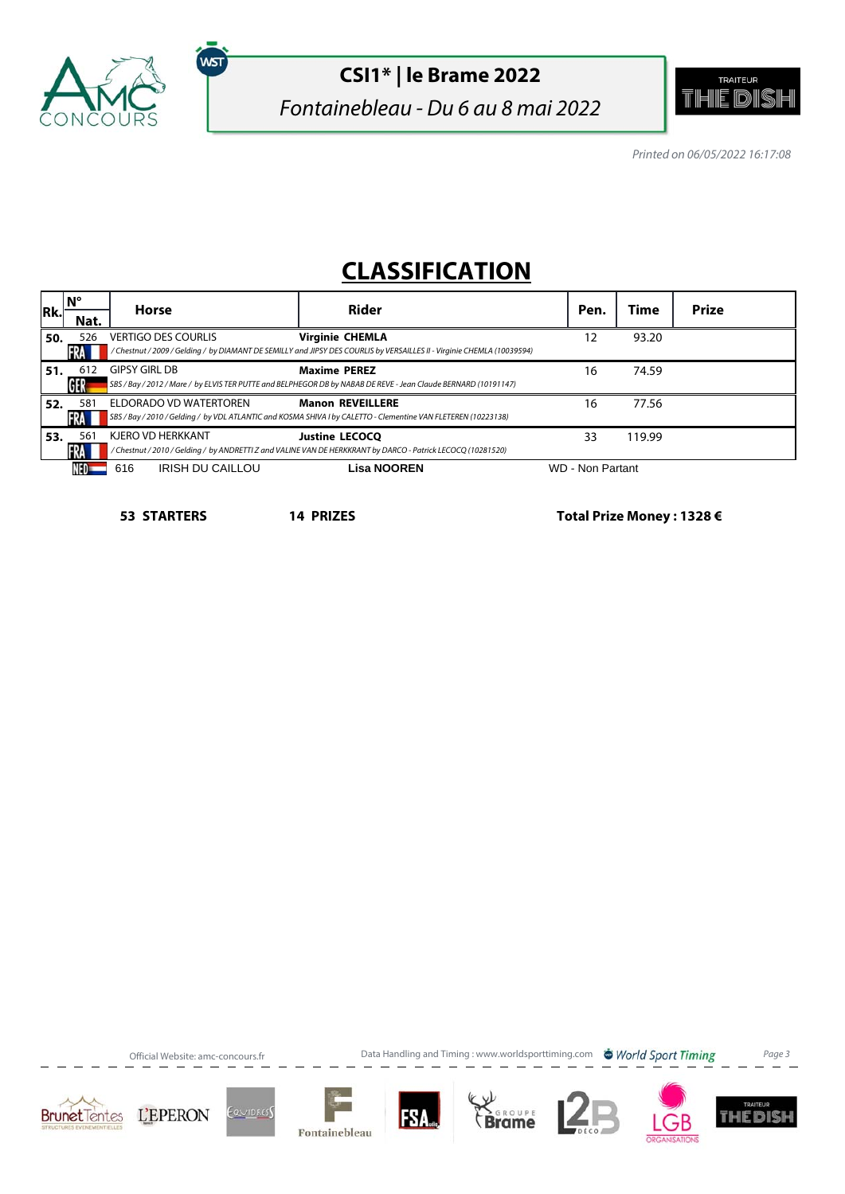# CSI1* | le Brame 2022

*Fontainebleau - Du 6 au 8 mai 2022*

*Printed on 06/05/2022 16:17:08*

## CLASSIFICATION

| Rk. | N° Nat. | Horse | Rider | Pen. | Time | Prize |
|---|---|---|---|---|---|---|
| 50. | 526 FRA | VERTIGO DES COURLIS<br>*/ Chestnut / 2009 / Gelding / by DIAMANT DE SEMILLY and JIPSY DES COURLIS by VERSAILLES II - Virginie CHEMLA (10039594)* | **Virginie CHEMLA** | 12 | 93.20 | |
| 51. | 612 GER | GIPSY GIRL DB<br>*SBS / Bay / 2012 / Mare / by ELVIS TER PUTTE and BELPHEGOR DB by NABAB DE REVE - Jean Claude BERNARD (10191147)* | **Maxime PEREZ** | 16 | 74.59 | |
| 52. | 581 FRA | ELDORADO VD WATERTOREN<br>*SBS / Bay / 2010 / Gelding / by VDL ATLANTIC and KOSMA SHIVA I by CALETTO - Clementine VAN FLETEREN (10223138)* | **Manon REVEILLERE** | 16 | 77.56 | |
| 53. | 561 FRA | KJERO VD HERKKANT<br>*/ Chestnut / 2010 / Gelding / by ANDRETTI Z and VALINE VAN DE HERKKRANT by DARCO - Patrick LECOCQ (10281520)* | **Justine LECOCQ** | 33 | 119.99 | |
| | 616 NED | IRISH DU CAILLOU | **Lisa NOOREN** | WD - Non Partant | | |

**53 STARTERS** **14 PRIZES** **Total Prize Money : 1328 €**

Official Website: amc-concours.fr

Data Handling and Timing : www.worldsporttiming.com World Sport Timing